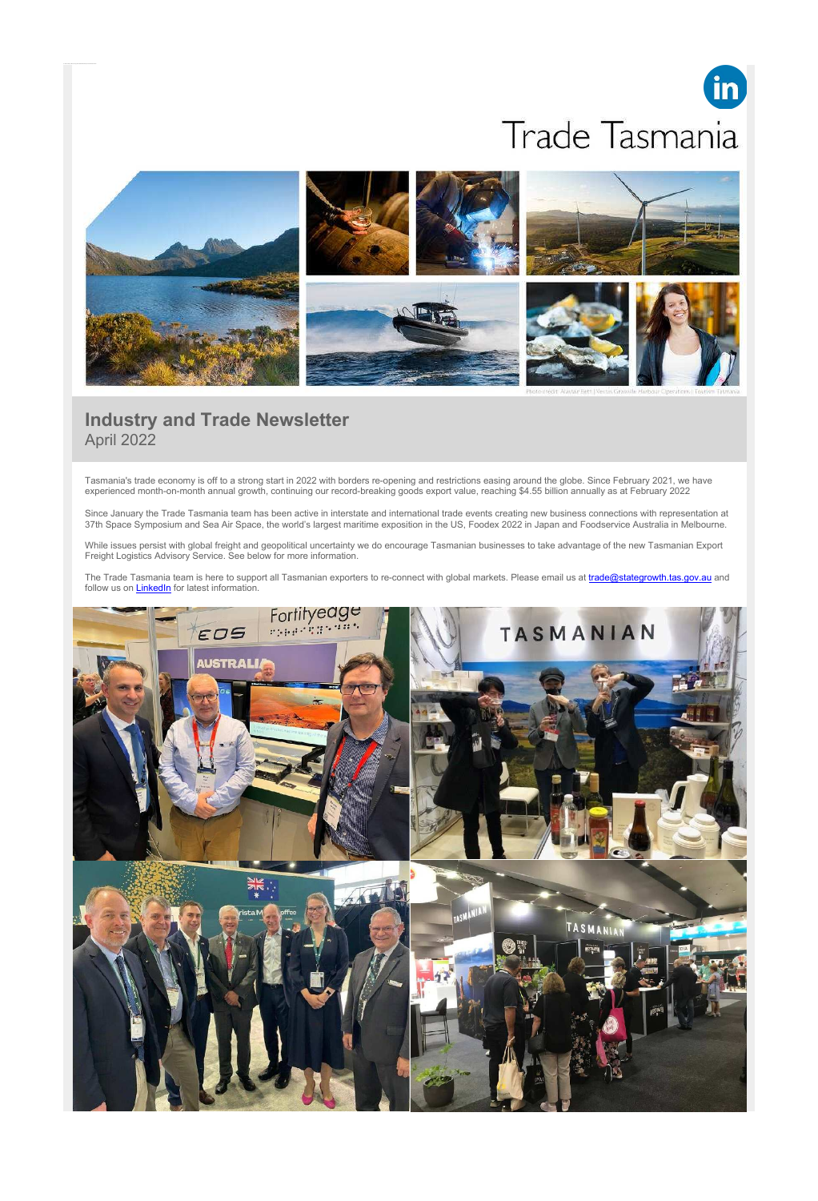Trade Tasmania

Photo credit: Alastair Bett | Vessel Granville Harbour Operations | Tourism Tasmania

# Industry and Trade Newsletter

April 2022

Tasmania's trade economy is off to a strong start in 2022 with borders re-opening and restrictions easing around the globe. Since February 2021, we have experienced month-on-month annual growth, continuing our record-breaking goods export value, reaching $4.55 billion annually as at February 2022

Since January the Trade Tasmania team has been active in interstate and international trade events creating new business connections with representation at 37th Space Symposium and Sea Air Space, the world's largest maritime exposition in the US, Foodex 2022 in Japan and Foodservice Australia in Melbourne.

While issues persist with global freight and geopolitical uncertainty we do encourage Tasmanian businesses to take advantage of the new Tasmanian Export Freight Logistics Advisory Service. See below for more information.

The Trade Tasmania team is here to support all Tasmanian exporters to re-connect with global markets. Please email us at trade@stategrowth.tas.gov.au and follow us on LinkedIn for latest information.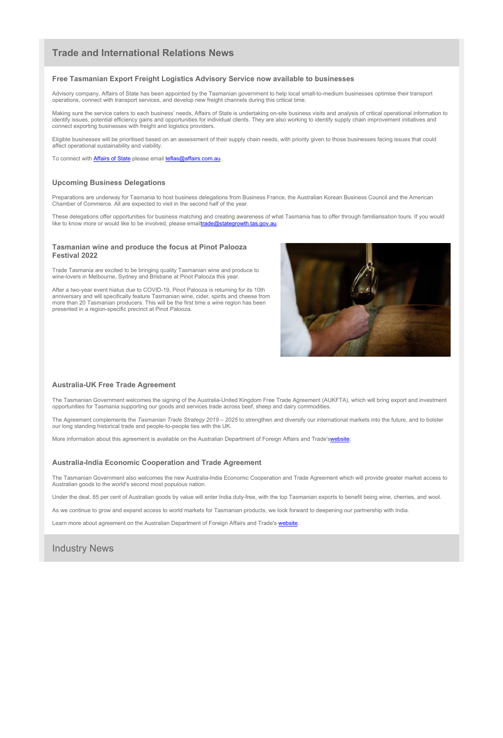## Trade and International Relations News

### Free Tasmanian Export Freight Logistics Advisory Service now available to businesses

Advisory company, Affairs of State has been appointed by the Tasmanian government to help local small-to-medium businesses optimise their transport operations, connect with transport services, and develop new freight channels during this critical time.

Making sure the service caters to each business' needs, Affairs of State is undertaking on-site business visits and analysis of critical operational information to identify issues, potential efficiency gains and opportunities for individual clients. They are also working to identify supply chain improvement initiatives and connect exporting businesses with freight and logistics providers.

Eligible businesses will be prioritised based on an assessment of their supply chain needs, with priority given to those businesses facing issues that could affect operational sustainability and viability.

To connect with Affairs of State please email teflas@affairs.com.au.

### Upcoming Business Delegations

Preparations are underway for Tasmania to host business delegations from Business France, the Australian Korean Business Council and the American Chamber of Commerce. All are expected to visit in the second half of the year.

These delegations offer opportunities for business matching and creating awareness of what Tasmania has to offer through familiarisation tours. If you would like to know more or would like to be involved, please emailtrade@stategrowth.tas.gov.au.

### Tasmanian wine and produce the focus at Pinot Palooza Festival 2022

Trade Tasmania are excited to be bringing quality Tasmanian wine and produce to wine-lovers in Melbourne, Sydney and Brisbane at Pinot Palooza this year.

After a two-year event hiatus due to COVID-19, Pinot Palooza is returning for its 10th anniversary and will specifically feature Tasmanian wine, cider, spirits and cheese from more than 20 Tasmanian producers. This will be the first time a wine region has been presented in a region-specific precinct at Pinot Palooza.

### Australia-UK Free Trade Agreement

The Tasmanian Government welcomes the signing of the Australia-United Kingdom Free Trade Agreement (AUKFTA), which will bring export and investment opportunities for Tasmania supporting our goods and services trade across beef, sheep and dairy commodities.

The Agreement complements the *Tasmanian Trade Strategy 2019 – 2025* to strengthen and diversify our international markets into the future, and to bolster our long standing historical trade and people-to-people ties with the UK.

More information about this agreement is available on the Australian Department of Foreign Affairs and Trade'swebsite.

### Australia-India Economic Cooperation and Trade Agreement

The Tasmanian Government also welcomes the new Australia-India Economic Cooperation and Trade Agreement which will provide greater market access to Australian goods to the world's second most populous nation.

Under the deal, 85 per cent of Australian goods by value will enter India duty-free, with the top Tasmanian exports to benefit being wine, cherries, and wool.

As we continue to grow and expand access to world markets for Tasmanian products, we look forward to deepening our partnership with India.

Learn more about agreement on the Australian Department of Foreign Affairs and Trade's website.

## Industry News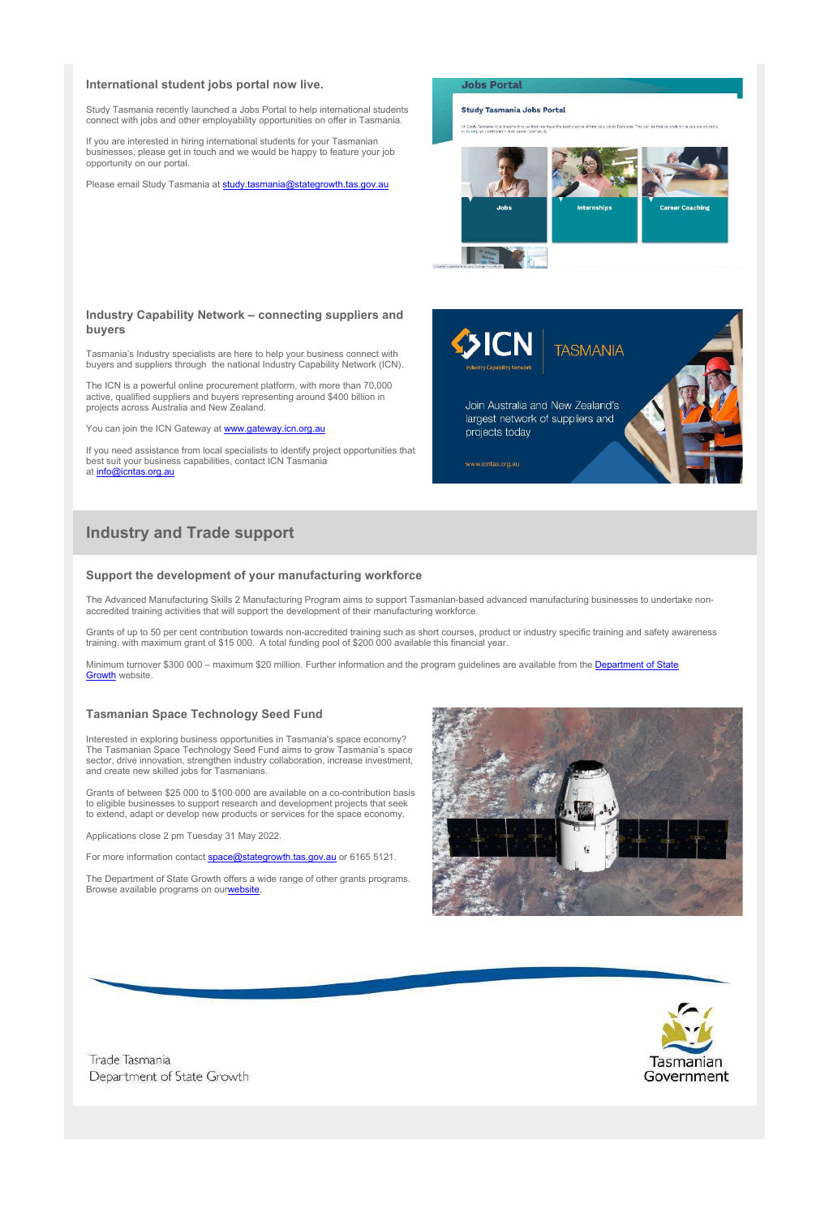### International student jobs portal now live.

Study Tasmania recently launched a Jobs Portal to help international students connect with jobs and other employability opportunities on offer in Tasmania.

If you are interested in hiring international students for your Tasmanian businesses, please get in touch and we would be happy to feature your job opportunity on our portal.

Please email Study Tasmania at study.tasmania@stategrowth.tas.gov.au

### Industry Capability Network – connecting suppliers and buyers

Tasmania's Industry specialists are here to help your business connect with buyers and suppliers through the national Industry Capability Network (ICN).

The ICN is a powerful online procurement platform, with more than 70,000 active, qualified suppliers and buyers representing around $400 billion in projects across Australia and New Zealand.

You can join the ICN Gateway at www.gateway.icn.org.au

If you need assistance from local specialists to identify project opportunities that best suit your business capabilities, contact ICN Tasmania at info@icntas.org.au

## Industry and Trade support

### Support the development of your manufacturing workforce

The Advanced Manufacturing Skills 2 Manufacturing Program aims to support Tasmanian-based advanced manufacturing businesses to undertake non-accredited training activities that will support the development of their manufacturing workforce.

Grants of up to 50 per cent contribution towards non-accredited training such as short courses, product or industry specific training and safety awareness training, with maximum grant of $15 000. A total funding pool of $200 000 available this financial year.

Minimum turnover $300 000 – maximum $20 million. Further information and the program guidelines are available from the Department of State Growth website.

### Tasmanian Space Technology Seed Fund

Interested in exploring business opportunities in Tasmania's space economy? The Tasmanian Space Technology Seed Fund aims to grow Tasmania's space sector, drive innovation, strengthen industry collaboration, increase investment, and create new skilled jobs for Tasmanians.

Grants of between $25 000 to $100 000 are available on a co-contribution basis to eligible businesses to support research and development projects that seek to extend, adapt or develop new products or services for the space economy.

Applications close 2 pm Tuesday 31 May 2022.

For more information contact space@stategrowth.tas.gov.au or 6165 5121.

The Department of State Growth offers a wide range of other grants programs. Browse available programs on ourwebsite.

Trade Tasmania
Department of State Growth

Tasmanian Government